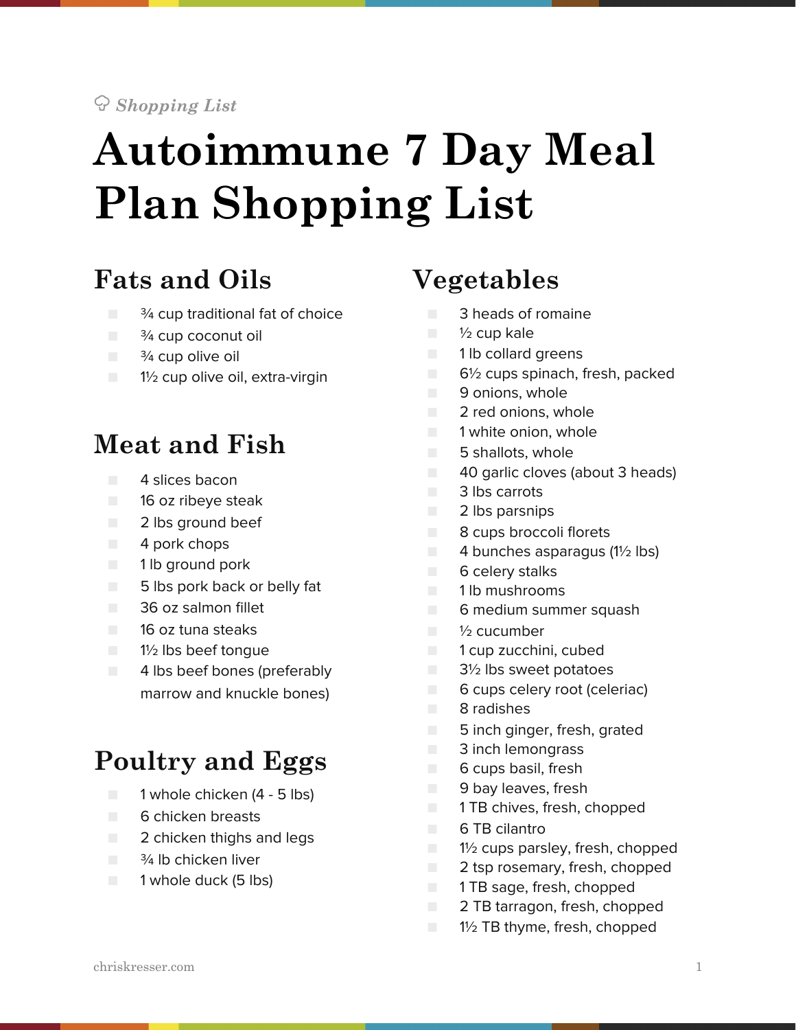*Shopping List*

# Autoimmune 7 Day Meal Plan Shopping List

## Fats and Oils

- ¾ cup traditional fat of choice
- ¾ cup coconut oil
- ¾ cup olive oil
- 1½ cup olive oil, extra-virgin

## Meat and Fish

- 4 slices bacon
- 16 oz ribeye steak
- 2 lbs ground beef
- 4 pork chops
- 1 lb ground pork
- 5 lbs pork back or belly fat
- 36 oz salmon fillet
- 16 oz tuna steaks
- 1½ lbs beef tongue
- 4 lbs beef bones (preferably marrow and knuckle bones)

## Poultry and Eggs

- 1 whole chicken (4 - 5 lbs)
- 6 chicken breasts
- 2 chicken thighs and legs
- ¾ lb chicken liver
- 1 whole duck (5 lbs)

## Vegetables

- 3 heads of romaine
- ½ cup kale
- 1 lb collard greens
- 6½ cups spinach, fresh, packed
- 9 onions, whole
- 2 red onions, whole
- 1 white onion, whole
- 5 shallots, whole
- 40 garlic cloves (about 3 heads)
- 3 lbs carrots
- 2 lbs parsnips
- 8 cups broccoli florets
- 4 bunches asparagus (1½ lbs)
- 6 celery stalks
- 1 lb mushrooms
- 6 medium summer squash
- ½ cucumber
- 1 cup zucchini, cubed
- 3½ lbs sweet potatoes
- 6 cups celery root (celeriac)
- 8 radishes
- 5 inch ginger, fresh, grated
- 3 inch lemongrass
- 6 cups basil, fresh
- 9 bay leaves, fresh
- 1 TB chives, fresh, chopped
- 6 TB cilantro
- 1½ cups parsley, fresh, chopped
- 2 tsp rosemary, fresh, chopped
- 1 TB sage, fresh, chopped
- 2 TB tarragon, fresh, chopped
- 1½ TB thyme, fresh, chopped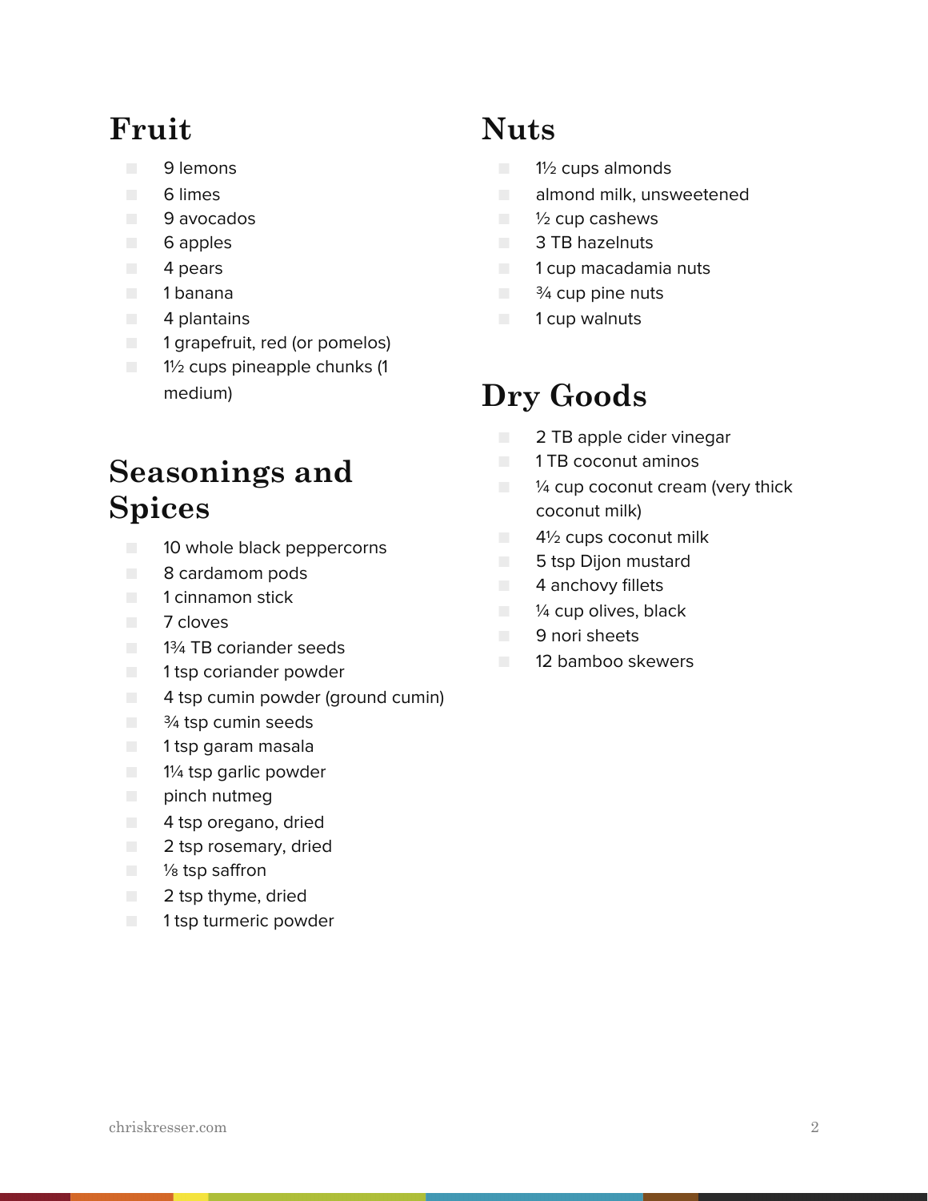# Fruit

- 9 lemons
- 6 limes
- 9 avocados
- 6 apples
- 4 pears
- 1 banana
- 4 plantains
- 1 grapefruit, red (or pomelos)
- 1½ cups pineapple chunks (1 medium)

# Seasonings and Spices

- 10 whole black peppercorns
- 8 cardamom pods
- 1 cinnamon stick
- 7 cloves
- 1¾ TB coriander seeds
- 1 tsp coriander powder
- 4 tsp cumin powder (ground cumin)
- ¾ tsp cumin seeds
- 1 tsp garam masala
- 1¼ tsp garlic powder
- pinch nutmeg
- 4 tsp oregano, dried
- 2 tsp rosemary, dried
- ⅛ tsp saffron
- 2 tsp thyme, dried
- 1 tsp turmeric powder

# Nuts

- 1½ cups almonds
- almond milk, unsweetened
- ½ cup cashews
- 3 TB hazelnuts
- 1 cup macadamia nuts
- ¾ cup pine nuts
- 1 cup walnuts

# Dry Goods

- 2 TB apple cider vinegar
- 1 TB coconut aminos
- ¼ cup coconut cream (very thick coconut milk)
- 4½ cups coconut milk
- 5 tsp Dijon mustard
- 4 anchovy fillets
- ¼ cup olives, black
- 9 nori sheets
- 12 bamboo skewers